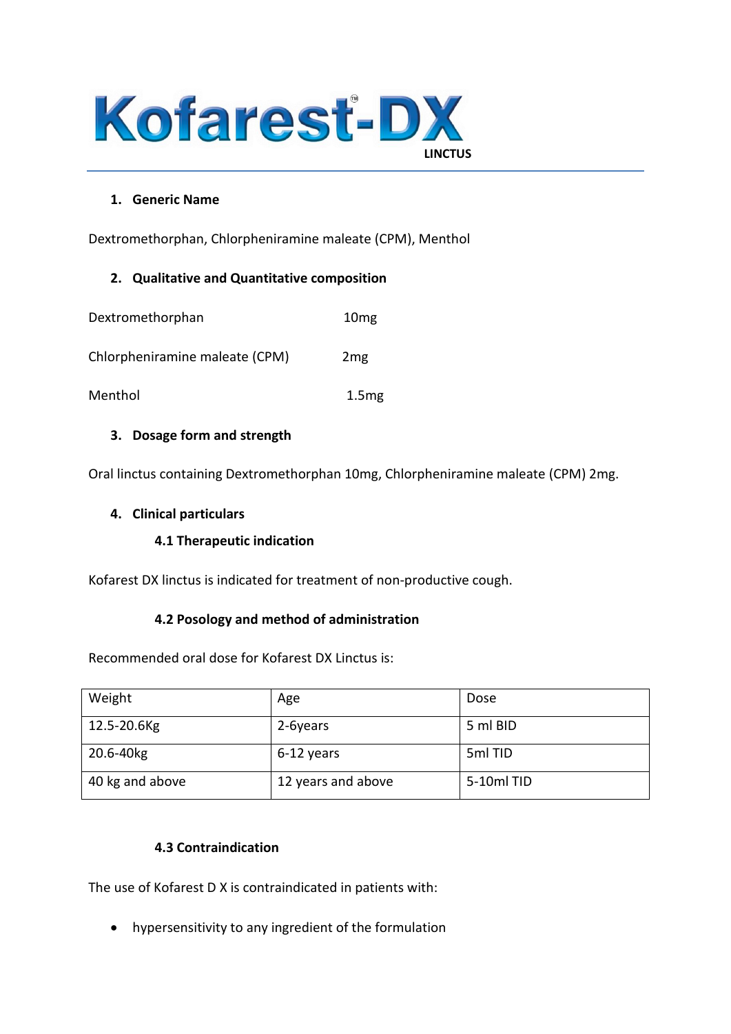# Kofarest-DX™

LINCTUS

## 1. Generic Name

Dextromethorphan, Chlorpheniramine maleate (CPM), Menthol

## 2. Qualitative and Quantitative composition

Dextromethorphan 10mg

Chlorpheniramine maleate (CPM) 2mg

Menthol 1.5mg

## 3. Dosage form and strength

Oral linctus containing Dextromethorphan 10mg, Chlorpheniramine maleate (CPM) 2mg.

## 4. Clinical particulars

### 4.1 Therapeutic indication

Kofarest DX linctus is indicated for treatment of non-productive cough.

### 4.2 Posology and method of administration

Recommended oral dose for Kofarest DX Linctus is:

| Weight | Age | Dose |
|---|---|---|
| 12.5-20.6Kg | 2-6years | 5 ml BID |
| 20.6-40kg | 6-12 years | 5ml TID |
| 40 kg and above | 12 years and above | 5-10ml TID |

### 4.3 Contraindication

The use of Kofarest D X is contraindicated in patients with:

- hypersensitivity to any ingredient of the formulation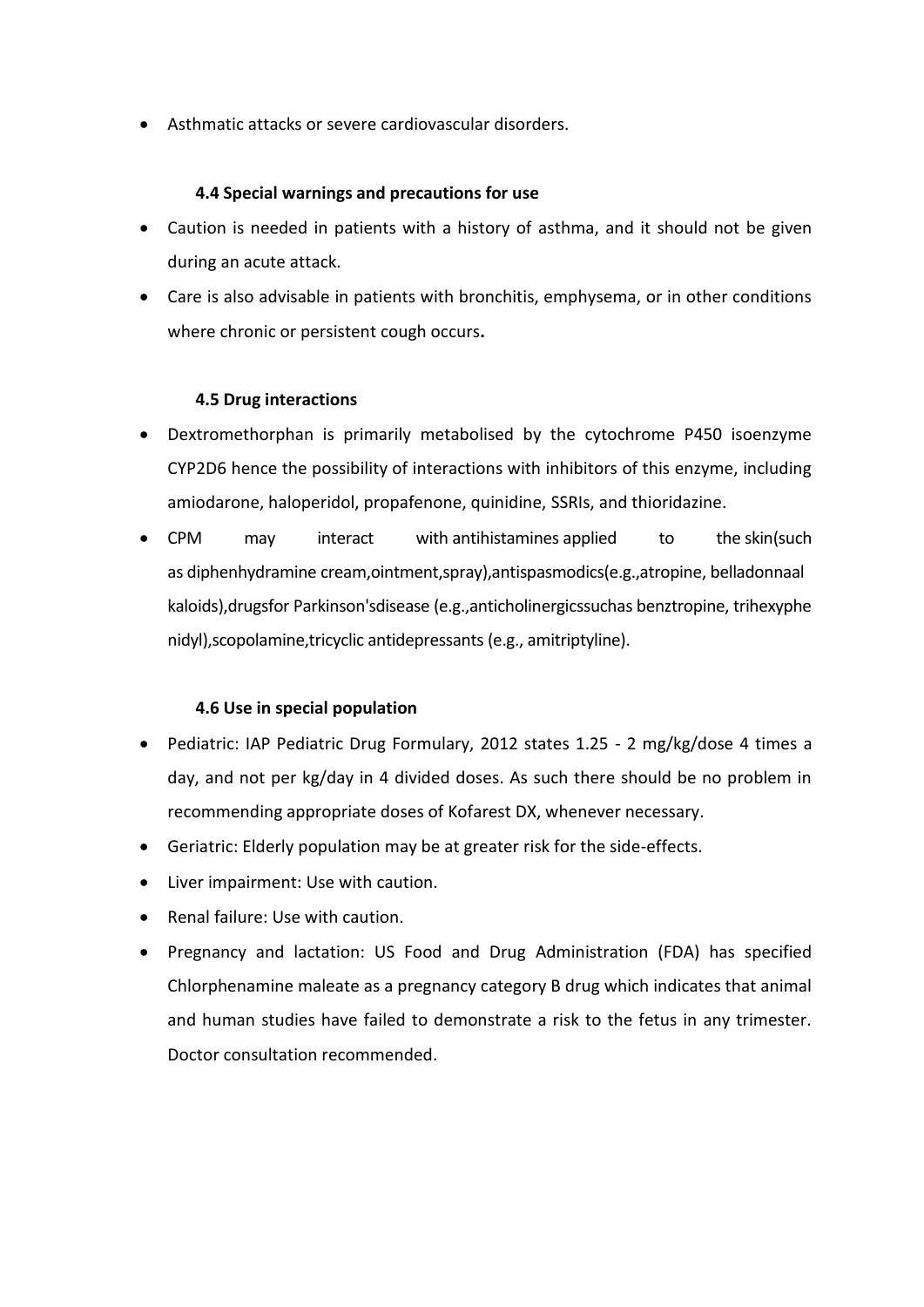- Asthmatic attacks or severe cardiovascular disorders.

### 4.4 Special warnings and precautions for use

- Caution is needed in patients with a history of asthma, and it should not be given during an acute attack.
- Care is also advisable in patients with bronchitis, emphysema, or in other conditions where chronic or persistent cough occurs**.**

### 4.5 Drug interactions

- Dextromethorphan is primarily metabolised by the cytochrome P450 isoenzyme CYP2D6 hence the possibility of interactions with inhibitors of this enzyme, including amiodarone, haloperidol, propafenone, quinidine, SSRIs, and thioridazine.
- CPM may interact with antihistamines applied to the skin(such as diphenhydramine cream,ointment,spray),antispasmodics(e.g.,atropine, belladonnaalkaloids),drugsfor Parkinson'sdisease (e.g.,anticholinergicssuchas benztropine, trihexyphenidyl),scopolamine,tricyclic antidepressants (e.g., amitriptyline).

### 4.6 Use in special population

- Pediatric: IAP Pediatric Drug Formulary, 2012 states 1.25 - 2 mg/kg/dose 4 times a day, and not per kg/day in 4 divided doses. As such there should be no problem in recommending appropriate doses of Kofarest DX, whenever necessary.
- Geriatric: Elderly population may be at greater risk for the side-effects.
- Liver impairment: Use with caution.
- Renal failure: Use with caution.
- Pregnancy and lactation: US Food and Drug Administration (FDA) has specified Chlorphenamine maleate as a pregnancy category B drug which indicates that animal and human studies have failed to demonstrate a risk to the fetus in any trimester. Doctor consultation recommended.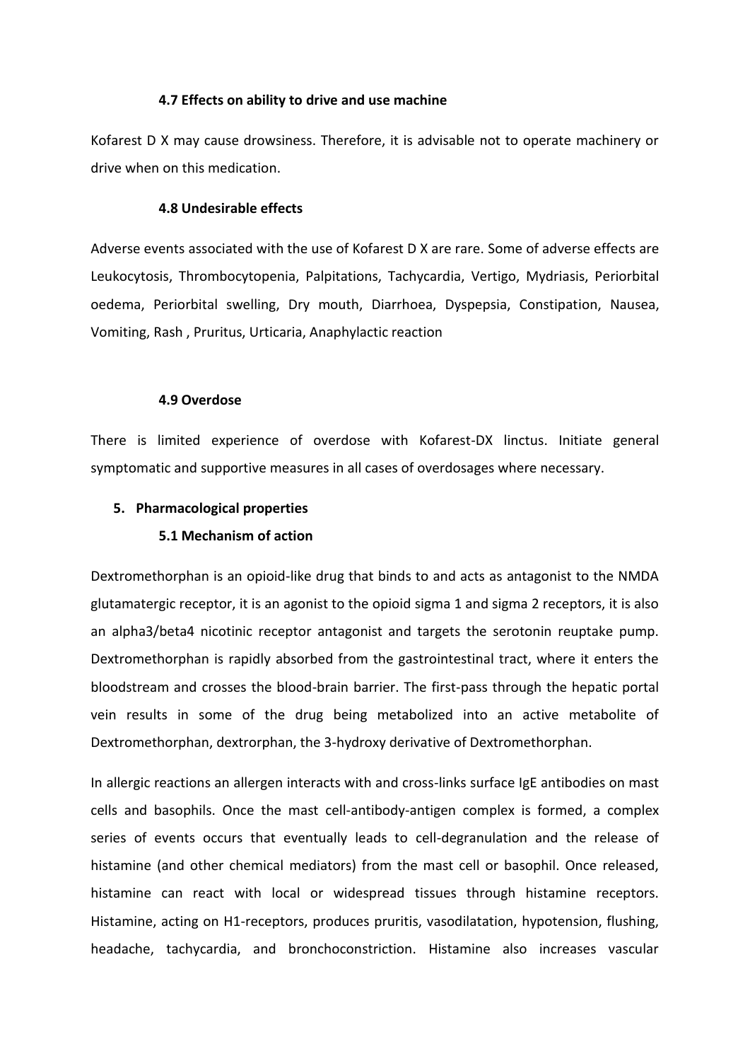#### 4.7 Effects on ability to drive and use machine

Kofarest D X may cause drowsiness. Therefore, it is advisable not to operate machinery or drive when on this medication.

#### 4.8 Undesirable effects

Adverse events associated with the use of Kofarest D X are rare. Some of adverse effects are Leukocytosis, Thrombocytopenia, Palpitations, Tachycardia, Vertigo, Mydriasis, Periorbital oedema, Periorbital swelling, Dry mouth, Diarrhoea, Dyspepsia, Constipation, Nausea, Vomiting, Rash , Pruritus, Urticaria, Anaphylactic reaction

#### 4.9 Overdose

There is limited experience of overdose with Kofarest-DX linctus. Initiate general symptomatic and supportive measures in all cases of overdosages where necessary.

### 5. Pharmacological properties

#### 5.1 Mechanism of action

Dextromethorphan is an opioid-like drug that binds to and acts as antagonist to the NMDA glutamatergic receptor, it is an agonist to the opioid sigma 1 and sigma 2 receptors, it is also an alpha3/beta4 nicotinic receptor antagonist and targets the serotonin reuptake pump. Dextromethorphan is rapidly absorbed from the gastrointestinal tract, where it enters the bloodstream and crosses the blood-brain barrier. The first-pass through the hepatic portal vein results in some of the drug being metabolized into an active metabolite of Dextromethorphan, dextrorphan, the 3-hydroxy derivative of Dextromethorphan.

In allergic reactions an allergen interacts with and cross-links surface IgE antibodies on mast cells and basophils. Once the mast cell-antibody-antigen complex is formed, a complex series of events occurs that eventually leads to cell-degranulation and the release of histamine (and other chemical mediators) from the mast cell or basophil. Once released, histamine can react with local or widespread tissues through histamine receptors. Histamine, acting on H1-receptors, produces pruritis, vasodilatation, hypotension, flushing, headache, tachycardia, and bronchoconstriction. Histamine also increases vascular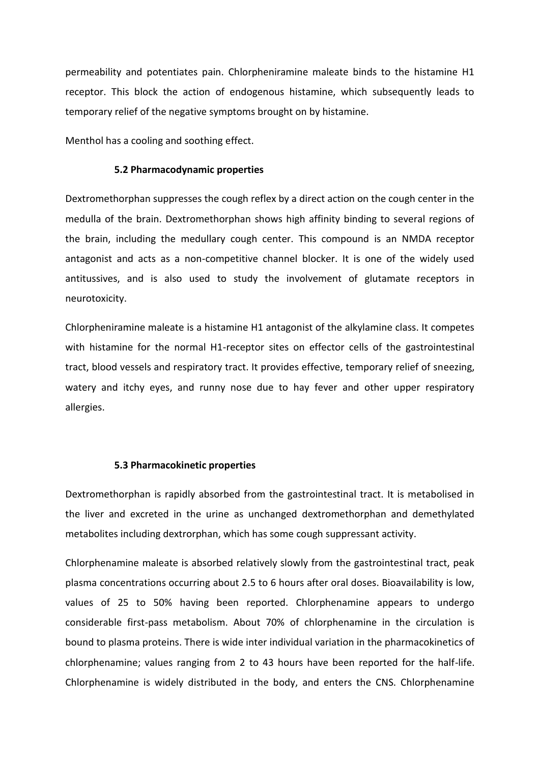permeability and potentiates pain. Chlorpheniramine maleate binds to the histamine H1 receptor. This block the action of endogenous histamine, which subsequently leads to temporary relief of the negative symptoms brought on by histamine.

Menthol has a cooling and soothing effect.

### 5.2 Pharmacodynamic properties

Dextromethorphan suppresses the cough reflex by a direct action on the cough center in the medulla of the brain. Dextromethorphan shows high affinity binding to several regions of the brain, including the medullary cough center. This compound is an NMDA receptor antagonist and acts as a non-competitive channel blocker. It is one of the widely used antitussives, and is also used to study the involvement of glutamate receptors in neurotoxicity.

Chlorpheniramine maleate is a histamine H1 antagonist of the alkylamine class. It competes with histamine for the normal H1-receptor sites on effector cells of the gastrointestinal tract, blood vessels and respiratory tract. It provides effective, temporary relief of sneezing, watery and itchy eyes, and runny nose due to hay fever and other upper respiratory allergies.

### 5.3 Pharmacokinetic properties

Dextromethorphan is rapidly absorbed from the gastrointestinal tract. It is metabolised in the liver and excreted in the urine as unchanged dextromethorphan and demethylated metabolites including dextrorphan, which has some cough suppressant activity.

Chlorphenamine maleate is absorbed relatively slowly from the gastrointestinal tract, peak plasma concentrations occurring about 2.5 to 6 hours after oral doses. Bioavailability is low, values of 25 to 50% having been reported. Chlorphenamine appears to undergo considerable first-pass metabolism. About 70% of chlorphenamine in the circulation is bound to plasma proteins. There is wide inter individual variation in the pharmacokinetics of chlorphenamine; values ranging from 2 to 43 hours have been reported for the half-life. Chlorphenamine is widely distributed in the body, and enters the CNS. Chlorphenamine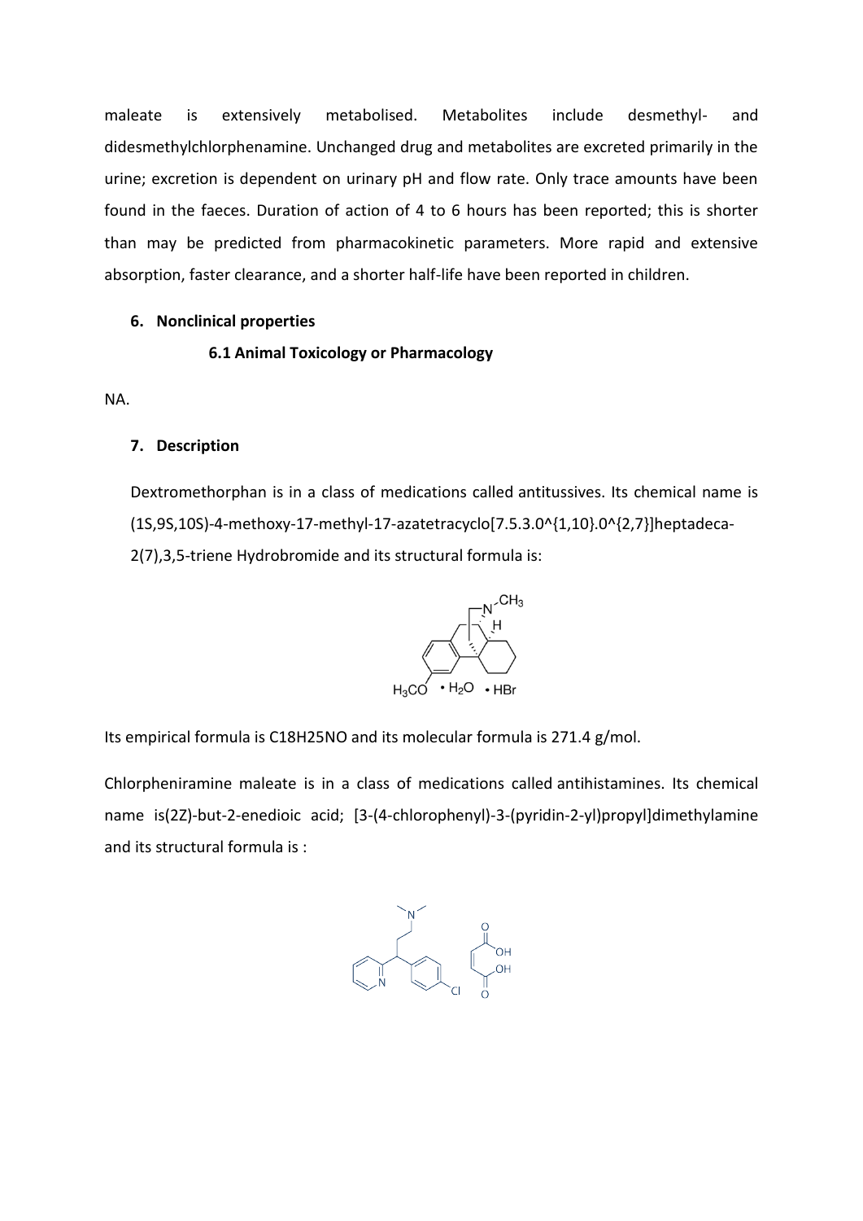maleate is extensively metabolised. Metabolites include desmethyl- and didesmethylchlorphenamine. Unchanged drug and metabolites are excreted primarily in the urine; excretion is dependent on urinary pH and flow rate. Only trace amounts have been found in the faeces. Duration of action of 4 to 6 hours has been reported; this is shorter than may be predicted from pharmacokinetic parameters. More rapid and extensive absorption, faster clearance, and a shorter half-life have been reported in children.

## 6. Nonclinical properties

### 6.1 Animal Toxicology or Pharmacology

NA.

## 7. Description

Dextromethorphan is in a class of medications called antitussives. Its chemical name is (1S,9S,10S)-4-methoxy-17-methyl-17-azatetracyclo[7.5.3.0^{1,10}.0^{2,7}]heptadeca-2(7),3,5-triene Hydrobromide and its structural formula is:

$H_3CO$ • $H_2O$ • HBr

Its empirical formula is $C_{18}H_{25}NO$ and its molecular formula is 271.4 g/mol.

Chlorpheniramine maleate is in a class of medications called antihistamines. Its chemical name is(2Z)-but-2-enedioic acid; [3-(4-chlorophenyl)-3-(pyridin-2-yl)propyl]dimethylamine and its structural formula is :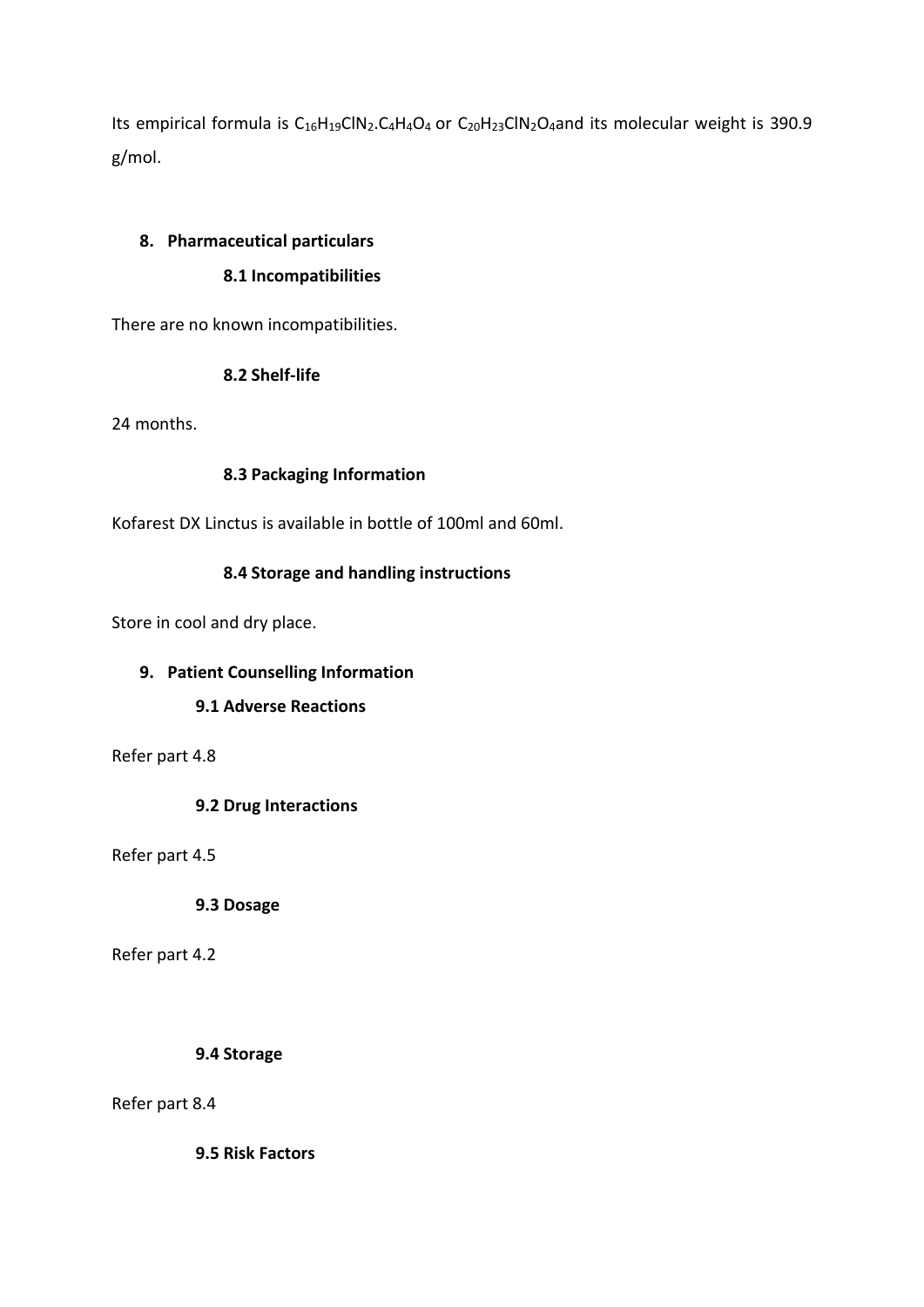Its empirical formula is $C_{16}H_{19}ClN_2.C_4H_4O_4$ or $C_{20}H_{23}ClN_2O_4$and its molecular weight is 390.9 g/mol.

## 8. Pharmaceutical particulars

### 8.1 Incompatibilities

There are no known incompatibilities.

### 8.2 Shelf-life

24 months.

### 8.3 Packaging Information

Kofarest DX Linctus is available in bottle of 100ml and 60ml.

### 8.4 Storage and handling instructions

Store in cool and dry place.

## 9. Patient Counselling Information

### 9.1 Adverse Reactions

Refer part 4.8

### 9.2 Drug Interactions

Refer part 4.5

### 9.3 Dosage

Refer part 4.2

### 9.4 Storage

Refer part 8.4

### 9.5 Risk Factors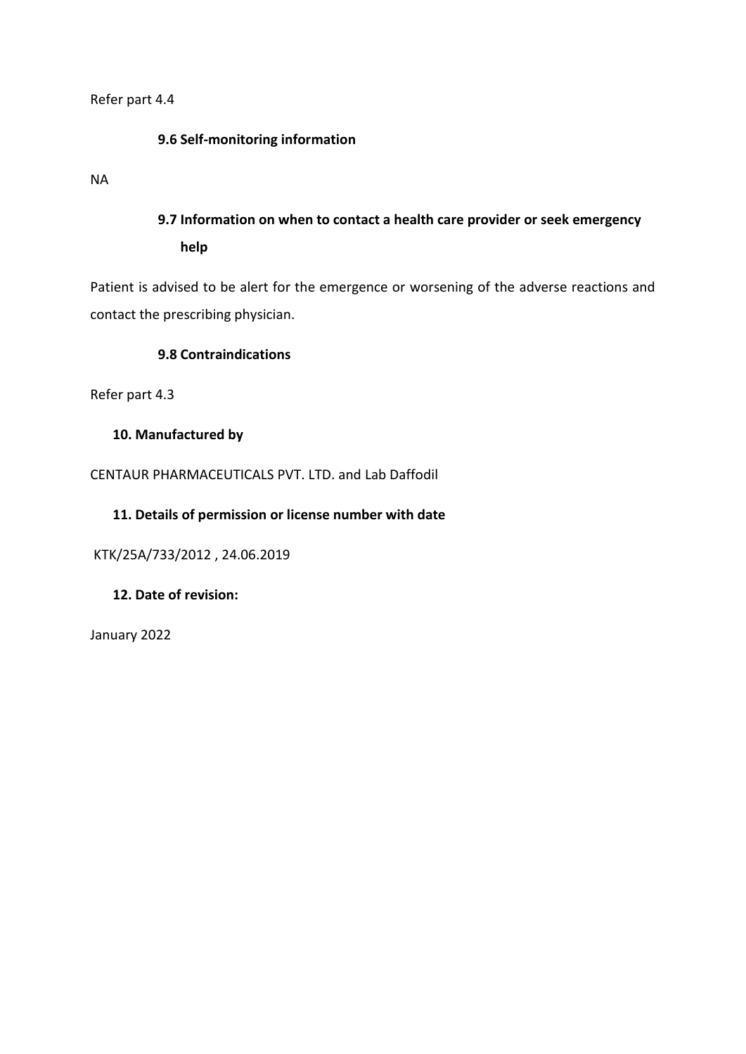Refer part 4.4

### 9.6 Self-monitoring information

NA

### 9.7 Information on when to contact a health care provider or seek emergency help

Patient is advised to be alert for the emergence or worsening of the adverse reactions and contact the prescribing physician.

### 9.8 Contraindications

Refer part 4.3

## 10. Manufactured by

CENTAUR PHARMACEUTICALS PVT. LTD. and Lab Daffodil

## 11. Details of permission or license number with date

KTK/25A/733/2012 , 24.06.2019

## 12. Date of revision:

January 2022